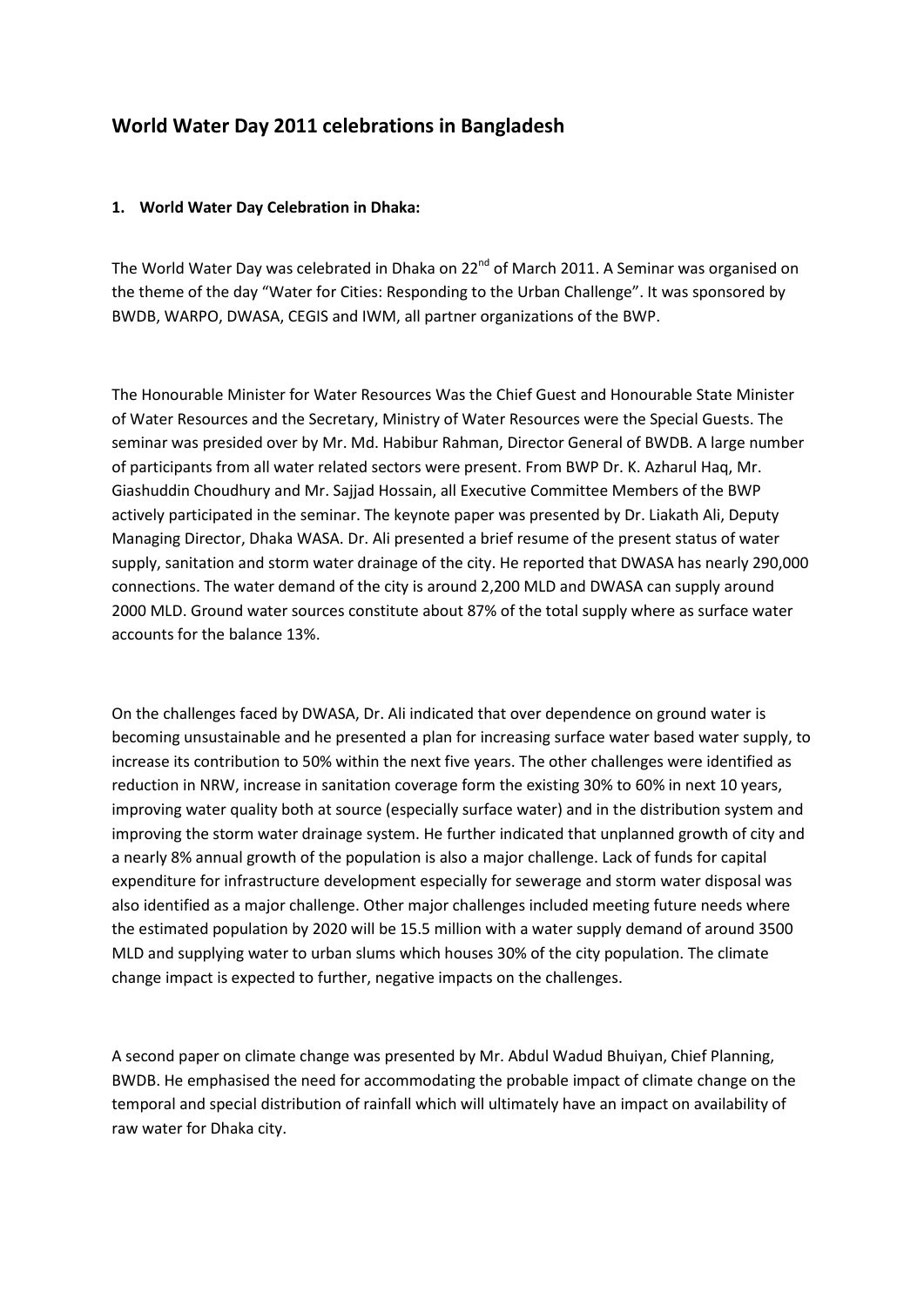# World Water Day 2011 celebrations in Bangladesh

## 1. World Water Day Celebration in Dhaka:

The World Water Day was celebrated in Dhaka on 22nd of March 2011. A Seminar was organised on the theme of the day "Water for Cities: Responding to the Urban Challenge". It was sponsored by BWDB, WARPO, DWASA, CEGIS and IWM, all partner organizations of the BWP.

The Honourable Minister for Water Resources Was the Chief Guest and Honourable State Minister of Water Resources and the Secretary, Ministry of Water Resources were the Special Guests. The seminar was presided over by Mr. Md. Habibur Rahman, Director General of BWDB. A large number of participants from all water related sectors were present. From BWP Dr. K. Azharul Haq, Mr. Giashuddin Choudhury and Mr. Sajjad Hossain, all Executive Committee Members of the BWP actively participated in the seminar. The keynote paper was presented by Dr. Liakath Ali, Deputy Managing Director, Dhaka WASA. Dr. Ali presented a brief resume of the present status of water supply, sanitation and storm water drainage of the city. He reported that DWASA has nearly 290,000 connections. The water demand of the city is around 2,200 MLD and DWASA can supply around 2000 MLD. Ground water sources constitute about 87% of the total supply where as surface water accounts for the balance 13%.

On the challenges faced by DWASA, Dr. Ali indicated that over dependence on ground water is becoming unsustainable and he presented a plan for increasing surface water based water supply, to increase its contribution to 50% within the next five years. The other challenges were identified as reduction in NRW, increase in sanitation coverage form the existing 30% to 60% in next 10 years, improving water quality both at source (especially surface water) and in the distribution system and improving the storm water drainage system. He further indicated that unplanned growth of city and a nearly 8% annual growth of the population is also a major challenge. Lack of funds for capital expenditure for infrastructure development especially for sewerage and storm water disposal was also identified as a major challenge. Other major challenges included meeting future needs where the estimated population by 2020 will be 15.5 million with a water supply demand of around 3500 MLD and supplying water to urban slums which houses 30% of the city population. The climate change impact is expected to further, negative impacts on the challenges.

A second paper on climate change was presented by Mr. Abdul Wadud Bhuiyan, Chief Planning, BWDB. He emphasised the need for accommodating the probable impact of climate change on the temporal and special distribution of rainfall which will ultimately have an impact on availability of raw water for Dhaka city.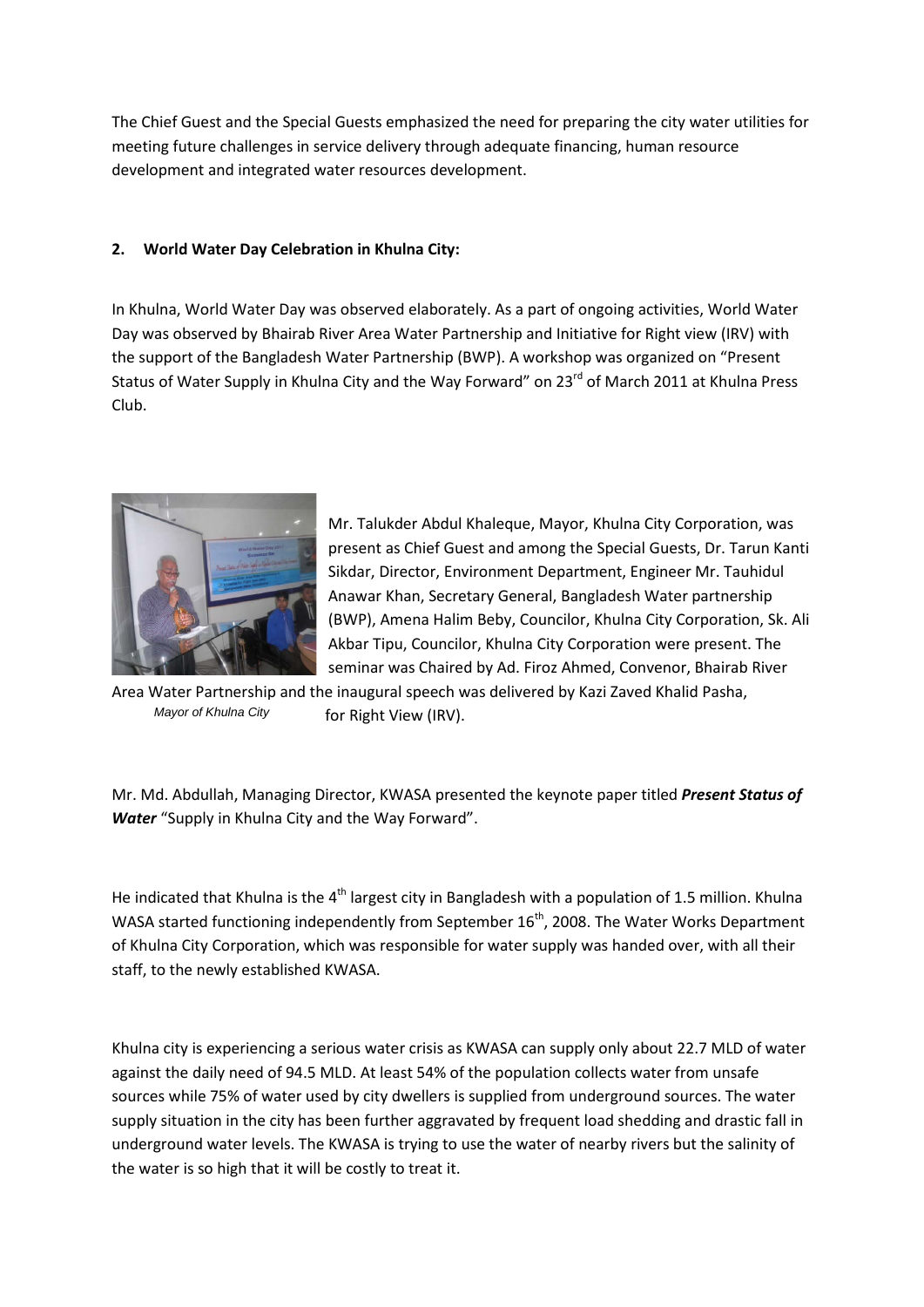The Chief Guest and the Special Guests emphasized the need for preparing the city water utilities for meeting future challenges in service delivery through adequate financing, human resource development and integrated water resources development.

## 2. World Water Day Celebration in Khulna City:

In Khulna, World Water Day was observed elaborately. As a part of ongoing activities, World Water Day was observed by Bhairab River Area Water Partnership and Initiative for Right view (IRV) with the support of the Bangladesh Water Partnership (BWP). A workshop was organized on "Present Status of Water Supply in Khulna City and the Way Forward" on 23rd of March 2011 at Khulna Press Club.

Mayor of Khulna City

Mr. Talukder Abdul Khaleque, Mayor, Khulna City Corporation, was present as Chief Guest and among the Special Guests, Dr. Tarun Kanti Sikdar, Director, Environment Department, Engineer Mr. Tauhidul Anawar Khan, Secretary General, Bangladesh Water partnership (BWP), Amena Halim Beby, Councilor, Khulna City Corporation, Sk. Ali Akbar Tipu, Councilor, Khulna City Corporation were present. The seminar was Chaired by Ad. Firoz Ahmed, Convenor, Bhairab River Area Water Partnership and the inaugural speech was delivered by Kazi Zaved Khalid Pasha, for Right View (IRV).

Mr. Md. Abdullah, Managing Director, KWASA presented the keynote paper titled ***Present Status of Water*** "Supply in Khulna City and the Way Forward".

He indicated that Khulna is the 4th largest city in Bangladesh with a population of 1.5 million. Khulna WASA started functioning independently from September 16th, 2008. The Water Works Department of Khulna City Corporation, which was responsible for water supply was handed over, with all their staff, to the newly established KWASA.

Khulna city is experiencing a serious water crisis as KWASA can supply only about 22.7 MLD of water against the daily need of 94.5 MLD. At least 54% of the population collects water from unsafe sources while 75% of water used by city dwellers is supplied from underground sources. The water supply situation in the city has been further aggravated by frequent load shedding and drastic fall in underground water levels. The KWASA is trying to use the water of nearby rivers but the salinity of the water is so high that it will be costly to treat it.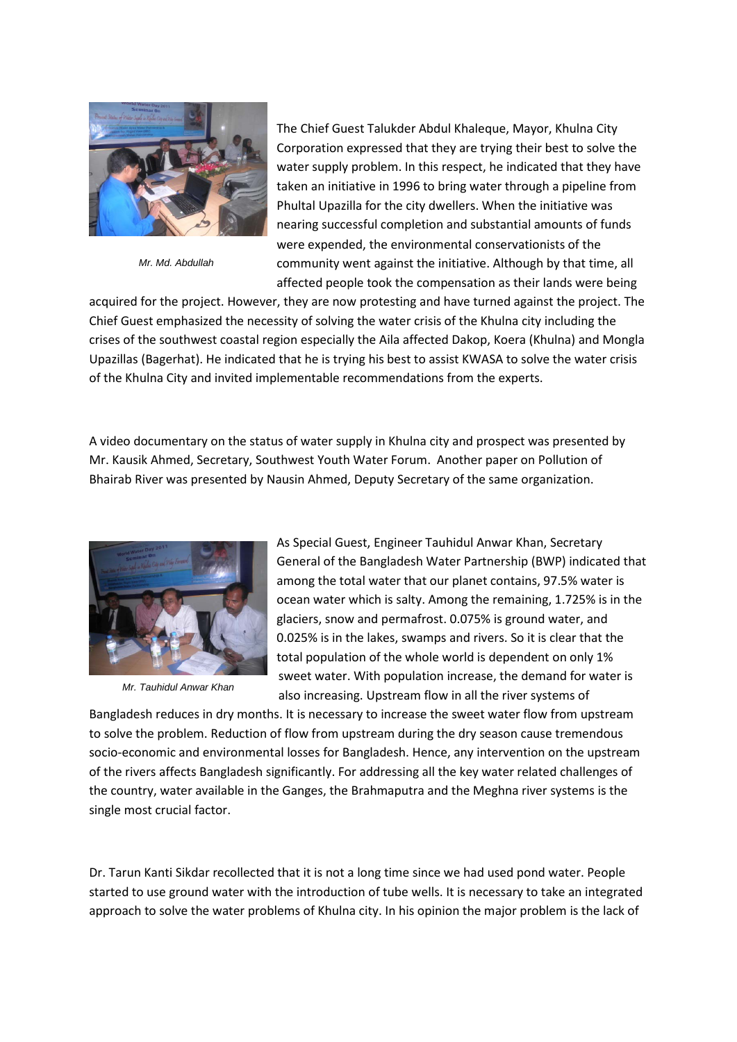Mr. Md. Abdullah

The Chief Guest Talukder Abdul Khaleque, Mayor, Khulna City Corporation expressed that they are trying their best to solve the water supply problem. In this respect, he indicated that they have taken an initiative in 1996 to bring water through a pipeline from Phultal Upazilla for the city dwellers. When the initiative was nearing successful completion and substantial amounts of funds were expended, the environmental conservationists of the community went against the initiative. Although by that time, all affected people took the compensation as their lands were being acquired for the project. However, they are now protesting and have turned against the project. The Chief Guest emphasized the necessity of solving the water crisis of the Khulna city including the crises of the southwest coastal region especially the Aila affected Dakop, Koera (Khulna) and Mongla Upazillas (Bagerhat). He indicated that he is trying his best to assist KWASA to solve the water crisis of the Khulna City and invited implementable recommendations from the experts.

A video documentary on the status of water supply in Khulna city and prospect was presented by Mr. Kausik Ahmed, Secretary, Southwest Youth Water Forum. Another paper on Pollution of Bhairab River was presented by Nausin Ahmed, Deputy Secretary of the same organization.

Mr. Tauhidul Anwar Khan

As Special Guest, Engineer Tauhidul Anwar Khan, Secretary General of the Bangladesh Water Partnership (BWP) indicated that among the total water that our planet contains, 97.5% water is ocean water which is salty. Among the remaining, 1.725% is in the glaciers, snow and permafrost. 0.075% is ground water, and 0.025% is in the lakes, swamps and rivers. So it is clear that the total population of the whole world is dependent on only 1% sweet water. With population increase, the demand for water is also increasing. Upstream flow in all the river systems of Bangladesh reduces in dry months. It is necessary to increase the sweet water flow from upstream to solve the problem. Reduction of flow from upstream during the dry season cause tremendous socio-economic and environmental losses for Bangladesh. Hence, any intervention on the upstream of the rivers affects Bangladesh significantly. For addressing all the key water related challenges of the country, water available in the Ganges, the Brahmaputra and the Meghna river systems is the single most crucial factor.

Dr. Tarun Kanti Sikdar recollected that it is not a long time since we had used pond water. People started to use ground water with the introduction of tube wells. It is necessary to take an integrated approach to solve the water problems of Khulna city. In his opinion the major problem is the lack of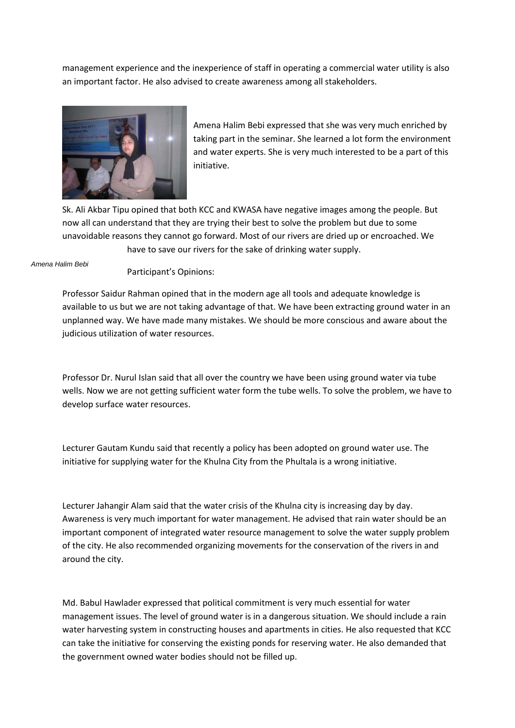management experience and the inexperience of staff in operating a commercial water utility is also an important factor. He also advised to create awareness among all stakeholders.

Amena Halim Bebi expressed that she was very much enriched by taking part in the seminar. She learned a lot form the environment and water experts. She is very much interested to be a part of this initiative.

Sk. Ali Akbar Tipu opined that both KCC and KWASA have negative images among the people. But now all can understand that they are trying their best to solve the problem but due to some unavoidable reasons they cannot go forward. Most of our rivers are dried up or encroached. We have to save our rivers for the sake of drinking water supply.

*Amena Halim Bebi*

Participant's Opinions:

Professor Saidur Rahman opined that in the modern age all tools and adequate knowledge is available to us but we are not taking advantage of that. We have been extracting ground water in an unplanned way. We have made many mistakes. We should be more conscious and aware about the judicious utilization of water resources.

Professor Dr. Nurul Islan said that all over the country we have been using ground water via tube wells. Now we are not getting sufficient water form the tube wells. To solve the problem, we have to develop surface water resources.

Lecturer Gautam Kundu said that recently a policy has been adopted on ground water use. The initiative for supplying water for the Khulna City from the Phultala is a wrong initiative.

Lecturer Jahangir Alam said that the water crisis of the Khulna city is increasing day by day. Awareness is very much important for water management. He advised that rain water should be an important component of integrated water resource management to solve the water supply problem of the city. He also recommended organizing movements for the conservation of the rivers in and around the city.

Md. Babul Hawlader expressed that political commitment is very much essential for water management issues. The level of ground water is in a dangerous situation. We should include a rain water harvesting system in constructing houses and apartments in cities. He also requested that KCC can take the initiative for conserving the existing ponds for reserving water. He also demanded that the government owned water bodies should not be filled up.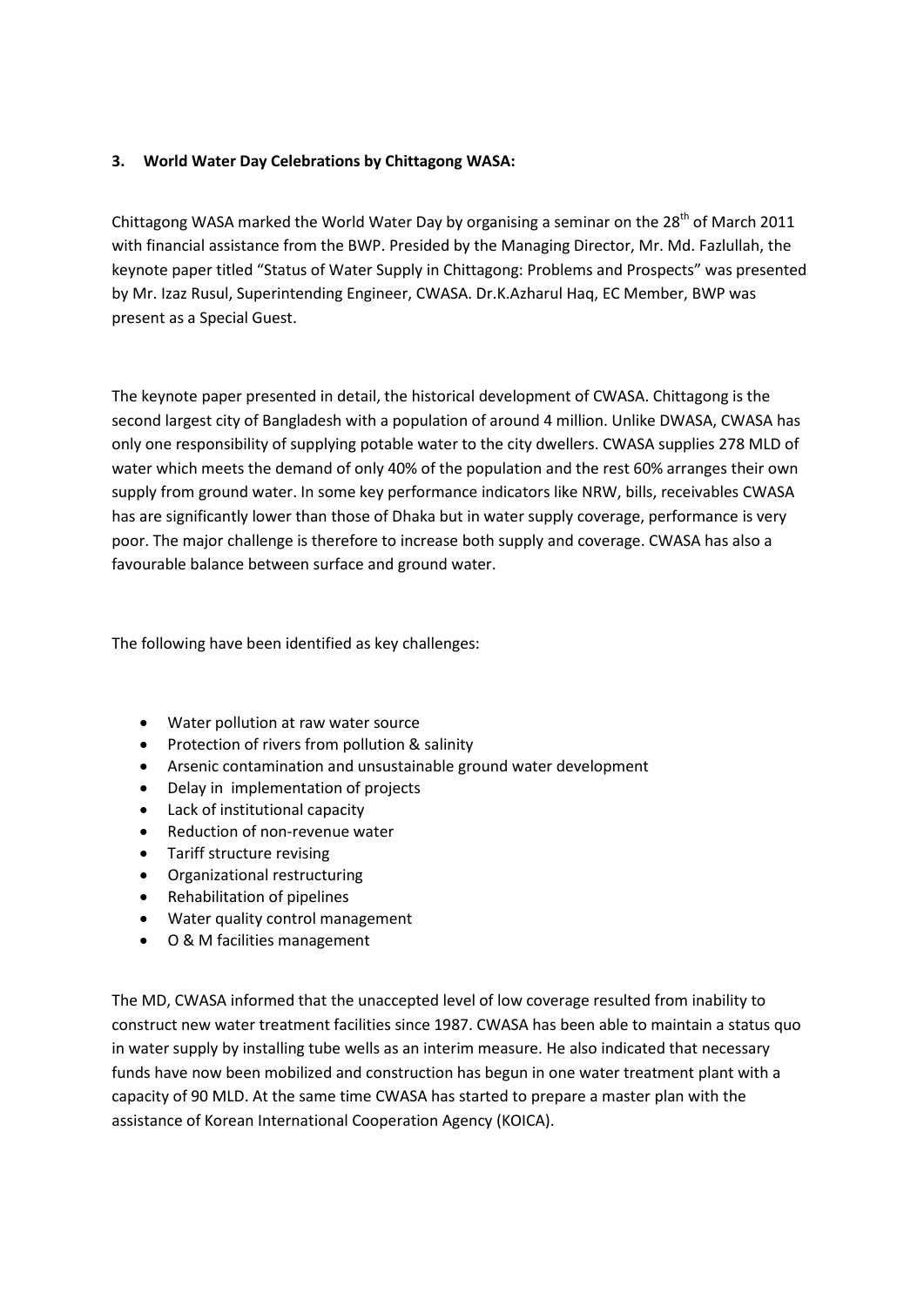### 3. World Water Day Celebrations by Chittagong WASA:

Chittagong WASA marked the World Water Day by organising a seminar on the 28th of March 2011 with financial assistance from the BWP. Presided by the Managing Director, Mr. Md. Fazlullah, the keynote paper titled "Status of Water Supply in Chittagong: Problems and Prospects" was presented by Mr. Izaz Rusul, Superintending Engineer, CWASA. Dr.K.Azharul Haq, EC Member, BWP was present as a Special Guest.

The keynote paper presented in detail, the historical development of CWASA. Chittagong is the second largest city of Bangladesh with a population of around 4 million. Unlike DWASA, CWASA has only one responsibility of supplying potable water to the city dwellers. CWASA supplies 278 MLD of water which meets the demand of only 40% of the population and the rest 60% arranges their own supply from ground water. In some key performance indicators like NRW, bills, receivables CWASA has are significantly lower than those of Dhaka but in water supply coverage, performance is very poor. The major challenge is therefore to increase both supply and coverage. CWASA has also a favourable balance between surface and ground water.

The following have been identified as key challenges:

- Water pollution at raw water source
- Protection of rivers from pollution & salinity
- Arsenic contamination and unsustainable ground water development
- Delay in implementation of projects
- Lack of institutional capacity
- Reduction of non-revenue water
- Tariff structure revising
- Organizational restructuring
- Rehabilitation of pipelines
- Water quality control management
- O & M facilities management

The MD, CWASA informed that the unaccepted level of low coverage resulted from inability to construct new water treatment facilities since 1987. CWASA has been able to maintain a status quo in water supply by installing tube wells as an interim measure. He also indicated that necessary funds have now been mobilized and construction has begun in one water treatment plant with a capacity of 90 MLD. At the same time CWASA has started to prepare a master plan with the assistance of Korean International Cooperation Agency (KOICA).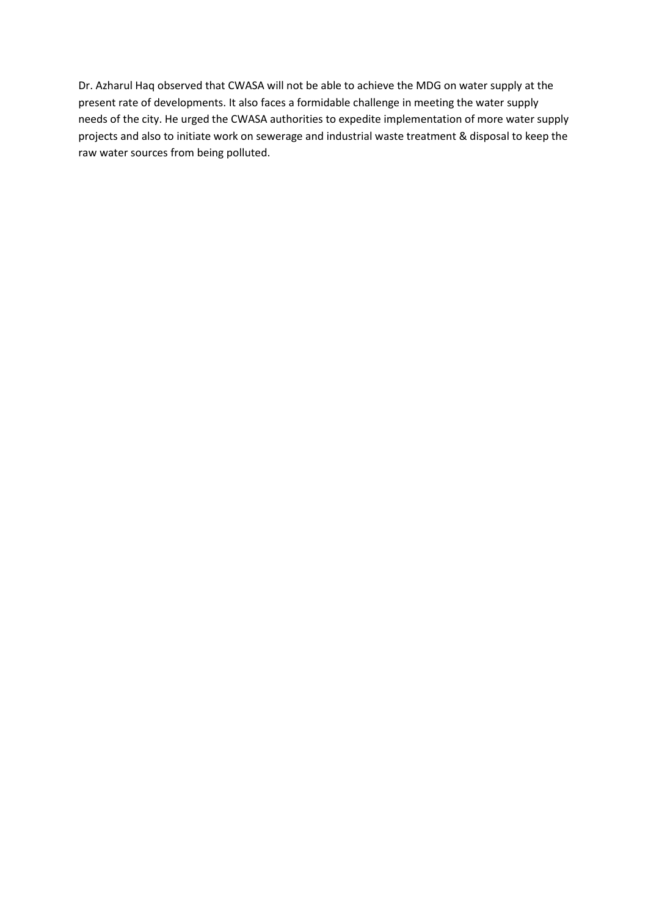Dr. Azharul Haq observed that CWASA will not be able to achieve the MDG on water supply at the present rate of developments. It also faces a formidable challenge in meeting the water supply needs of the city. He urged the CWASA authorities to expedite implementation of more water supply projects and also to initiate work on sewerage and industrial waste treatment & disposal to keep the raw water sources from being polluted.